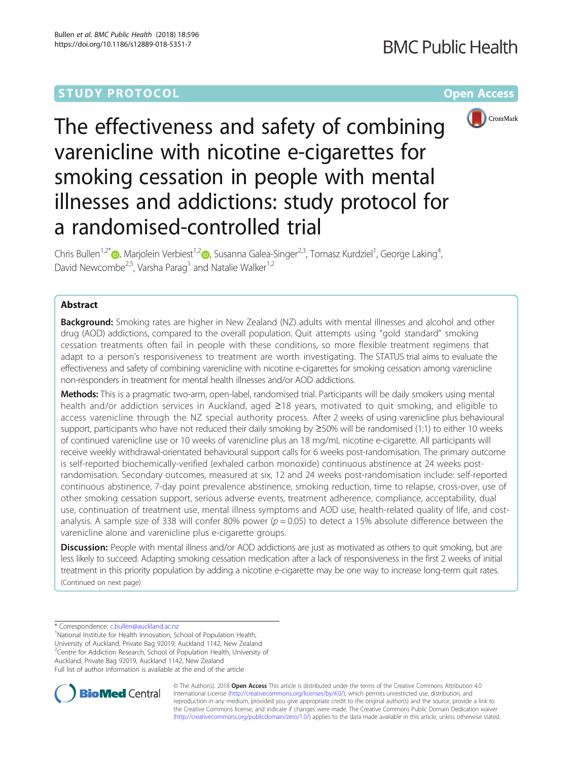STUDY PROTOCOL

Open Access

# The effectiveness and safety of combining varenicline with nicotine e-cigarettes for smoking cessation in people with mental illnesses and addictions: study protocol for a randomised-controlled trial

Chris Bullen[1,2*], Marjolein Verbiest[1,2], Susanna Galea-Singer[2,3], Tomasz Kurdziel[1], George Laking[4], David Newcombe[2,5], Varsha Parag[1] and Natalie Walker[1,2]

## Abstract

**Background:** Smoking rates are higher in New Zealand (NZ) adults with mental illnesses and alcohol and other drug (AOD) addictions, compared to the overall population. Quit attempts using "gold standard" smoking cessation treatments often fail in people with these conditions, so more flexible treatment regimens that adapt to a person's responsiveness to treatment are worth investigating. The STATUS trial aims to evaluate the effectiveness and safety of combining varenicline with nicotine e-cigarettes for smoking cessation among varenicline non-responders in treatment for mental health illnesses and/or AOD addictions.

**Methods:** This is a pragmatic two-arm, open-label, randomised trial. Participants will be daily smokers using mental health and/or addiction services in Auckland, aged ≥18 years, motivated to quit smoking, and eligible to access varenicline through the NZ special authority process. After 2 weeks of using varenicline plus behavioural support, participants who have not reduced their daily smoking by ≥50% will be randomised (1:1) to either 10 weeks of continued varenicline use or 10 weeks of varenicline plus an 18 mg/mL nicotine e-cigarette. All participants will receive weekly withdrawal-orientated behavioural support calls for 6 weeks post-randomisation. The primary outcome is self-reported biochemically-verified (exhaled carbon monoxide) continuous abstinence at 24 weeks post-randomisation. Secondary outcomes, measured at six, 12 and 24 weeks post-randomisation include: self-reported continuous abstinence, 7-day point prevalence abstinence, smoking reduction, time to relapse, cross-over, use of other smoking cessation support, serious adverse events, treatment adherence, compliance, acceptability, dual use, continuation of treatment use, mental illness symptoms and AOD use, health-related quality of life, and cost-analysis. A sample size of 338 will confer 80% power ($p = 0.05$) to detect a 15% absolute difference between the varenicline alone and varenicline plus e-cigarette groups.

**Discussion:** People with mental illness and/or AOD addictions are just as motivated as others to quit smoking, but are less likely to succeed. Adapting smoking cessation medication after a lack of responsiveness in the first 2 weeks of initial treatment in this priority population by adding a nicotine e-cigarette may be one way to increase long-term quit rates.

(Continued on next page)

---

* Correspondence: c.bullen@auckland.ac.nz

[1]National Institute for Health Innovation, School of Population Health, University of Auckland, Private Bag 92019, Auckland 1142, New Zealand

[2]Centre for Addiction Research, School of Population Health, University of Auckland, Private Bag 92019, Auckland 1142, New Zealand

Full list of author information is available at the end of the article

© The Author(s). 2018 **Open Access** This article is distributed under the terms of the Creative Commons Attribution 4.0 International License (http://creativecommons.org/licenses/by/4.0/), which permits unrestricted use, distribution, and reproduction in any medium, provided you give appropriate credit to the original author(s) and the source, provide a link to the Creative Commons license, and indicate if changes were made. The Creative Commons Public Domain Dedication waiver (http://creativecommons.org/publicdomain/zero/1.0/) applies to the data made available in this article, unless otherwise stated.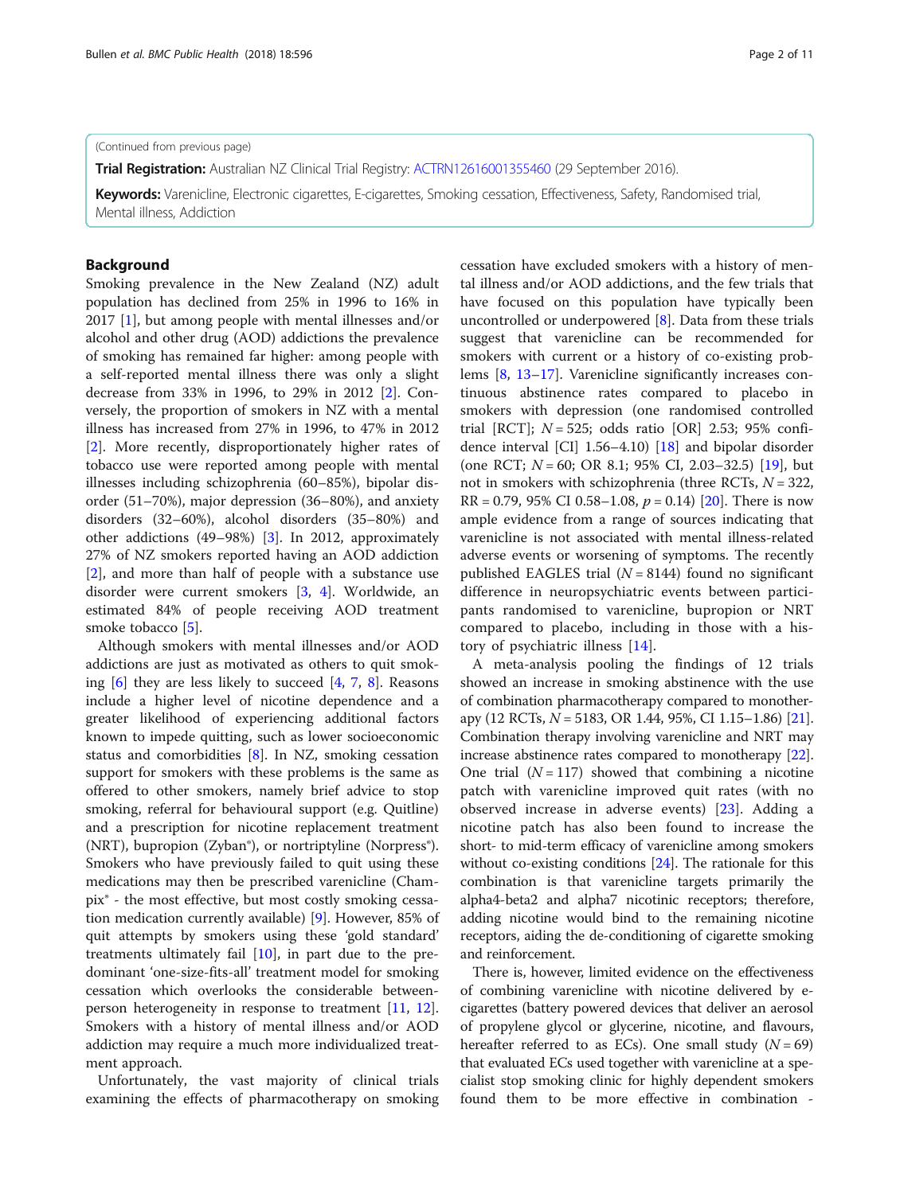(Continued from previous page)

**Trial Registration:** Australian NZ Clinical Trial Registry: ACTRN12616001355460 (29 September 2016).

**Keywords:** Varenicline, Electronic cigarettes, E-cigarettes, Smoking cessation, Effectiveness, Safety, Randomised trial, Mental illness, Addiction

## Background

Smoking prevalence in the New Zealand (NZ) adult population has declined from 25% in 1996 to 16% in 2017 [1], but among people with mental illnesses and/or alcohol and other drug (AOD) addictions the prevalence of smoking has remained far higher: among people with a self-reported mental illness there was only a slight decrease from 33% in 1996, to 29% in 2012 [2]. Conversely, the proportion of smokers in NZ with a mental illness has increased from 27% in 1996, to 47% in 2012 [2]. More recently, disproportionately higher rates of tobacco use were reported among people with mental illnesses including schizophrenia (60–85%), bipolar disorder (51–70%), major depression (36–80%), and anxiety disorders (32–60%), alcohol disorders (35–80%) and other addictions (49–98%) [3]. In 2012, approximately 27% of NZ smokers reported having an AOD addiction [2], and more than half of people with a substance use disorder were current smokers [3, 4]. Worldwide, an estimated 84% of people receiving AOD treatment smoke tobacco [5].

Although smokers with mental illnesses and/or AOD addictions are just as motivated as others to quit smoking [6] they are less likely to succeed [4, 7, 8]. Reasons include a higher level of nicotine dependence and a greater likelihood of experiencing additional factors known to impede quitting, such as lower socioeconomic status and comorbidities [8]. In NZ, smoking cessation support for smokers with these problems is the same as offered to other smokers, namely brief advice to stop smoking, referral for behavioural support (e.g. Quitline) and a prescription for nicotine replacement treatment (NRT), bupropion (Zyban®), or nortriptyline (Norpress®). Smokers who have previously failed to quit using these medications may then be prescribed varenicline (Champix® - the most effective, but most costly smoking cessation medication currently available) [9]. However, 85% of quit attempts by smokers using these 'gold standard' treatments ultimately fail [10], in part due to the predominant 'one-size-fits-all' treatment model for smoking cessation which overlooks the considerable between-person heterogeneity in response to treatment [11, 12]. Smokers with a history of mental illness and/or AOD addiction may require a much more individualized treatment approach.

Unfortunately, the vast majority of clinical trials examining the effects of pharmacotherapy on smoking cessation have excluded smokers with a history of mental illness and/or AOD addictions, and the few trials that have focused on this population have typically been uncontrolled or underpowered [8]. Data from these trials suggest that varenicline can be recommended for smokers with current or a history of co-existing problems [8, 13–17]. Varenicline significantly increases continuous abstinence rates compared to placebo in smokers with depression (one randomised controlled trial [RCT]; $N = 525$; odds ratio [OR] 2.53; 95% confidence interval [CI] 1.56–4.10) [18] and bipolar disorder (one RCT; $N = 60$; OR 8.1; 95% CI, 2.03–32.5) [19], but not in smokers with schizophrenia (three RCTs, $N = 322$, RR = 0.79, 95% CI 0.58–1.08, $p = 0.14$) [20]. There is now ample evidence from a range of sources indicating that varenicline is not associated with mental illness-related adverse events or worsening of symptoms. The recently published EAGLES trial ($N = 8144$) found no significant difference in neuropsychiatric events between participants randomised to varenicline, bupropion or NRT compared to placebo, including in those with a history of psychiatric illness [14].

A meta-analysis pooling the findings of 12 trials showed an increase in smoking abstinence with the use of combination pharmacotherapy compared to monotherapy (12 RCTs, $N = 5183$, OR 1.44, 95%, CI 1.15–1.86) [21]. Combination therapy involving varenicline and NRT may increase abstinence rates compared to monotherapy [22]. One trial ($N = 117$) showed that combining a nicotine patch with varenicline improved quit rates (with no observed increase in adverse events) [23]. Adding a nicotine patch has also been found to increase the short- to mid-term efficacy of varenicline among smokers without co-existing conditions [24]. The rationale for this combination is that varenicline targets primarily the alpha4-beta2 and alpha7 nicotinic receptors; therefore, adding nicotine would bind to the remaining nicotine receptors, aiding the de-conditioning of cigarette smoking and reinforcement.

There is, however, limited evidence on the effectiveness of combining varenicline with nicotine delivered by e-cigarettes (battery powered devices that deliver an aerosol of propylene glycol or glycerine, nicotine, and flavours, hereafter referred to as ECs). One small study ($N = 69$) that evaluated ECs used together with varenicline at a specialist stop smoking clinic for highly dependent smokers found them to be more effective in combination -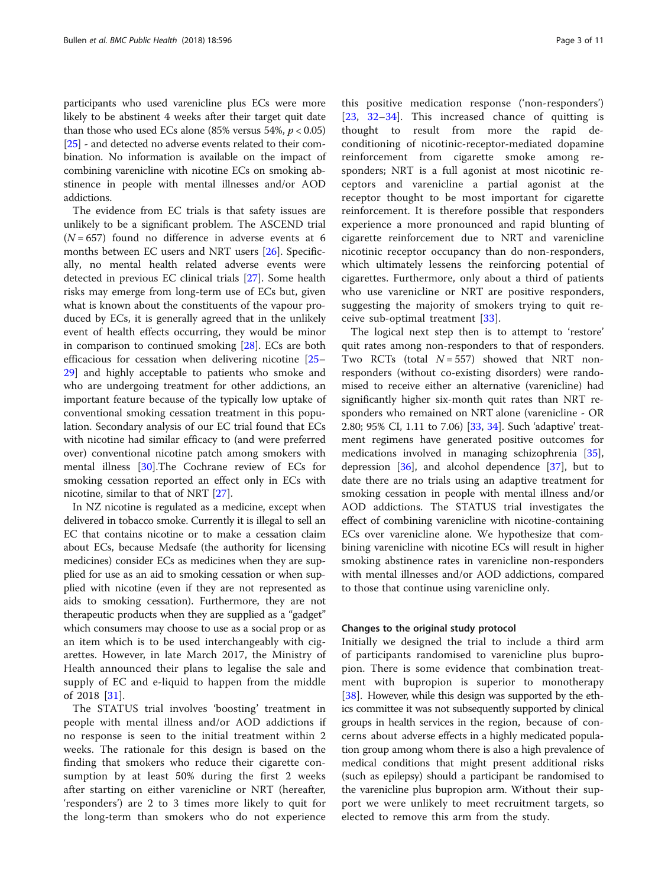participants who used varenicline plus ECs were more likely to be abstinent 4 weeks after their target quit date than those who used ECs alone (85% versus 54%, $p < 0.05$) [25] - and detected no adverse events related to their combination. No information is available on the impact of combining varenicline with nicotine ECs on smoking abstinence in people with mental illnesses and/or AOD addictions.

The evidence from EC trials is that safety issues are unlikely to be a significant problem. The ASCEND trial ($N = 657$) found no difference in adverse events at 6 months between EC users and NRT users [26]. Specifically, no mental health related adverse events were detected in previous EC clinical trials [27]. Some health risks may emerge from long-term use of ECs but, given what is known about the constituents of the vapour produced by ECs, it is generally agreed that in the unlikely event of health effects occurring, they would be minor in comparison to continued smoking [28]. ECs are both efficacious for cessation when delivering nicotine [25–29] and highly acceptable to patients who smoke and who are undergoing treatment for other addictions, an important feature because of the typically low uptake of conventional smoking cessation treatment in this population. Secondary analysis of our EC trial found that ECs with nicotine had similar efficacy to (and were preferred over) conventional nicotine patch among smokers with mental illness [30].The Cochrane review of ECs for smoking cessation reported an effect only in ECs with nicotine, similar to that of NRT [27].

In NZ nicotine is regulated as a medicine, except when delivered in tobacco smoke. Currently it is illegal to sell an EC that contains nicotine or to make a cessation claim about ECs, because Medsafe (the authority for licensing medicines) consider ECs as medicines when they are supplied for use as an aid to smoking cessation or when supplied with nicotine (even if they are not represented as aids to smoking cessation). Furthermore, they are not therapeutic products when they are supplied as a "gadget" which consumers may choose to use as a social prop or as an item which is to be used interchangeably with cigarettes. However, in late March 2017, the Ministry of Health announced their plans to legalise the sale and supply of EC and e-liquid to happen from the middle of 2018 [31].

The STATUS trial involves 'boosting' treatment in people with mental illness and/or AOD addictions if no response is seen to the initial treatment within 2 weeks. The rationale for this design is based on the finding that smokers who reduce their cigarette consumption by at least 50% during the first 2 weeks after starting on either varenicline or NRT (hereafter, 'responders') are 2 to 3 times more likely to quit for the long-term than smokers who do not experience this positive medication response ('non-responders') [23, 32–34]. This increased chance of quitting is thought to result from more the rapid deconditioning of nicotinic-receptor-mediated dopamine reinforcement from cigarette smoke among responders; NRT is a full agonist at most nicotinic receptors and varenicline a partial agonist at the receptor thought to be most important for cigarette reinforcement. It is therefore possible that responders experience a more pronounced and rapid blunting of cigarette reinforcement due to NRT and varenicline nicotinic receptor occupancy than do non-responders, which ultimately lessens the reinforcing potential of cigarettes. Furthermore, only about a third of patients who use varenicline or NRT are positive responders, suggesting the majority of smokers trying to quit receive sub-optimal treatment [33].

The logical next step then is to attempt to 'restore' quit rates among non-responders to that of responders. Two RCTs (total $N = 557$) showed that NRT non-responders (without co-existing disorders) were randomised to receive either an alternative (varenicline) had significantly higher six-month quit rates than NRT responders who remained on NRT alone (varenicline - OR 2.80; 95% CI, 1.11 to 7.06) [33, 34]. Such 'adaptive' treatment regimens have generated positive outcomes for medications involved in managing schizophrenia [35], depression [36], and alcohol dependence [37], but to date there are no trials using an adaptive treatment for smoking cessation in people with mental illness and/or AOD addictions. The STATUS trial investigates the effect of combining varenicline with nicotine-containing ECs over varenicline alone. We hypothesize that combining varenicline with nicotine ECs will result in higher smoking abstinence rates in varenicline non-responders with mental illnesses and/or AOD addictions, compared to those that continue using varenicline only.

### Changes to the original study protocol

Initially we designed the trial to include a third arm of participants randomised to varenicline plus bupropion. There is some evidence that combination treatment with bupropion is superior to monotherapy [38]. However, while this design was supported by the ethics committee it was not subsequently supported by clinical groups in health services in the region, because of concerns about adverse effects in a highly medicated population group among whom there is also a high prevalence of medical conditions that might present additional risks (such as epilepsy) should a participant be randomised to the varenicline plus bupropion arm. Without their support we were unlikely to meet recruitment targets, so elected to remove this arm from the study.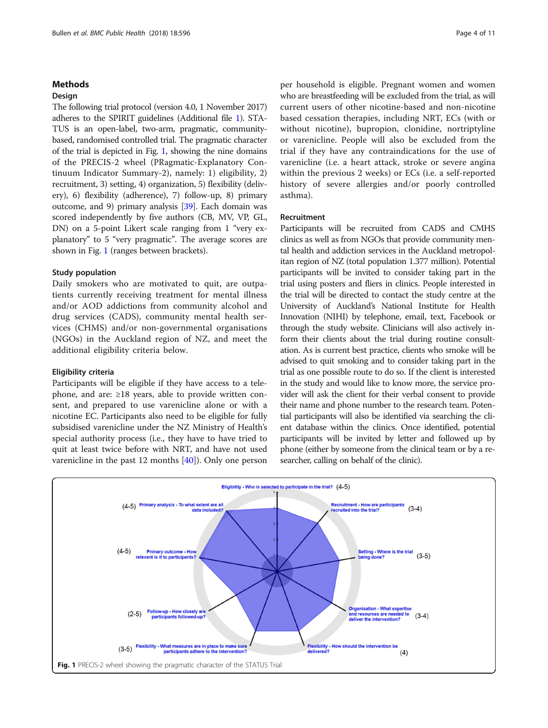## Methods

### Design

The following trial protocol (version 4.0, 1 November 2017) adheres to the SPIRIT guidelines (Additional file 1). STATUS is an open-label, two-arm, pragmatic, community-based, randomised controlled trial. The pragmatic character of the trial is depicted in Fig. 1, showing the nine domains of the PRECIS-2 wheel (PRagmatic-Explanatory Continuum Indicator Summary-2), namely: 1) eligibility, 2) recruitment, 3) setting, 4) organization, 5) flexibility (delivery), 6) flexibility (adherence), 7) follow-up, 8) primary outcome, and 9) primary analysis [39]. Each domain was scored independently by five authors (CB, MV, VP, GL, DN) on a 5-point Likert scale ranging from 1 "very explanatory" to 5 "very pragmatic". The average scores are shown in Fig. 1 (ranges between brackets).

### Study population

Daily smokers who are motivated to quit, are outpatients currently receiving treatment for mental illness and/or AOD addictions from community alcohol and drug services (CADS), community mental health services (CHMS) and/or non-governmental organisations (NGOs) in the Auckland region of NZ, and meet the additional eligibility criteria below.

### Eligibility criteria

Participants will be eligible if they have access to a telephone, and are: ≥18 years, able to provide written consent, and prepared to use varenicline alone or with a nicotine EC. Participants also need to be eligible for fully subsidised varenicline under the NZ Ministry of Health's special authority process (i.e., they have to have tried to quit at least twice before with NRT, and have not used varenicline in the past 12 months [40]). Only one person per household is eligible. Pregnant women and women who are breastfeeding will be excluded from the trial, as will current users of other nicotine-based and non-nicotine based cessation therapies, including NRT, ECs (with or without nicotine), bupropion, clonidine, nortriptyline or varenicline. People will also be excluded from the trial if they have any contraindications for the use of varenicline (i.e. a heart attack, stroke or severe angina within the previous 2 weeks) or ECs (i.e. a self-reported history of severe allergies and/or poorly controlled asthma).

### Recruitment

Participants will be recruited from CADS and CMHS clinics as well as from NGOs that provide community mental health and addiction services in the Auckland metropolitan region of NZ (total population 1.377 million). Potential participants will be invited to consider taking part in the trial using posters and fliers in clinics. People interested in the trial will be directed to contact the study centre at the University of Auckland's National Institute for Health Innovation (NIHI) by telephone, email, text, Facebook or through the study website. Clinicians will also actively inform their clients about the trial during routine consultation. As is current best practice, clients who smoke will be advised to quit smoking and to consider taking part in the trial as one possible route to do so. If the client is interested in the study and would like to know more, the service provider will ask the client for their verbal consent to provide their name and phone number to the research team. Potential participants will also be identified via searching the client database within the clinics. Once identified, potential participants will be invited by letter and followed up by phone (either by someone from the clinical team or by a researcher, calling on behalf of the clinic).

Eligibility - Who is selected to participate in the trial? (4-5)
Recruitment - How are participants recruited into the trial? (3-4)
Setting - Where is the trial being done? (3-5)
Organisation - What expertise and resources are needed to deliver the intervention? (3-4)
Flexibility - How should the intervention be delivered? (4)
Flexibility - What measures are in place to make sure participants adhere to the intervention? (3-5)
Follow-up - How closely are participants followed-up? (2-5)
Primary outcome - How relevant is it to participants? (4-5)
Primary analysis - To what extent are all data included? (4-5)
1
2
3
4
5

**Fig. 1** PRECIS-2 wheel showing the pragmatic character of the STATUS Trial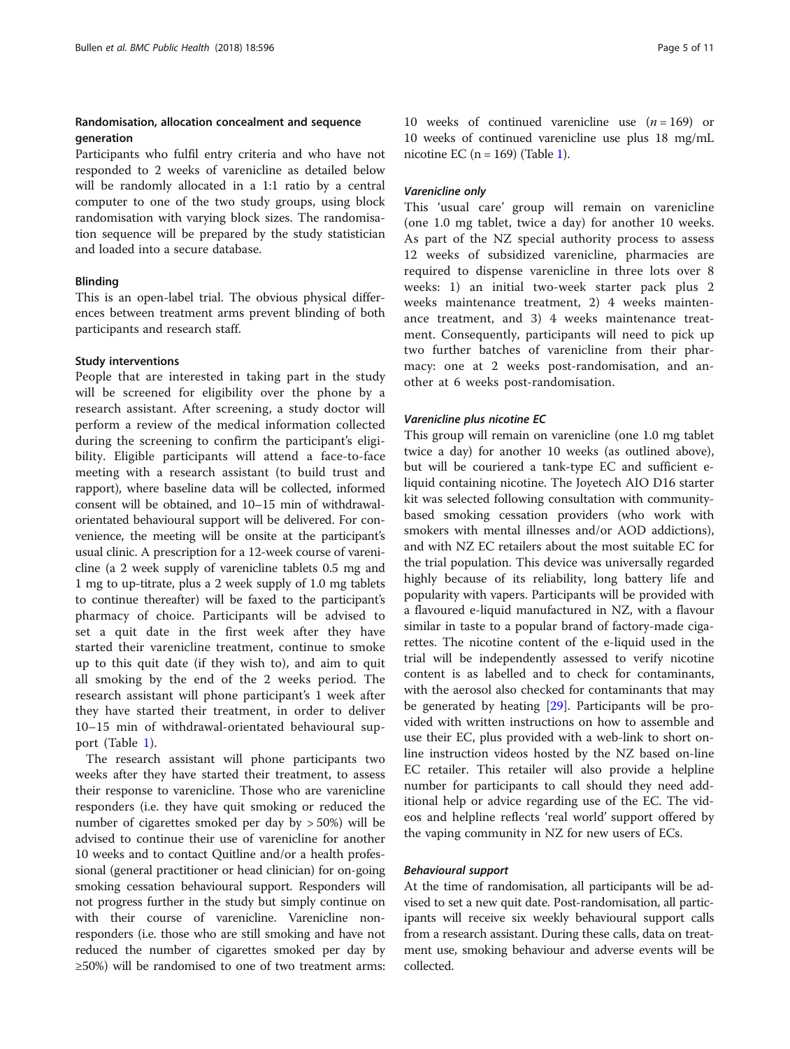### Randomisation, allocation concealment and sequence generation

Participants who fulfil entry criteria and who have not responded to 2 weeks of varenicline as detailed below will be randomly allocated in a 1:1 ratio by a central computer to one of the two study groups, using block randomisation with varying block sizes. The randomisation sequence will be prepared by the study statistician and loaded into a secure database.

### Blinding

This is an open-label trial. The obvious physical differences between treatment arms prevent blinding of both participants and research staff.

### Study interventions

People that are interested in taking part in the study will be screened for eligibility over the phone by a research assistant. After screening, a study doctor will perform a review of the medical information collected during the screening to confirm the participant's eligibility. Eligible participants will attend a face-to-face meeting with a research assistant (to build trust and rapport), where baseline data will be collected, informed consent will be obtained, and 10–15 min of withdrawal-orientated behavioural support will be delivered. For convenience, the meeting will be onsite at the participant's usual clinic. A prescription for a 12-week course of varenicline (a 2 week supply of varenicline tablets 0.5 mg and 1 mg to up-titrate, plus a 2 week supply of 1.0 mg tablets to continue thereafter) will be faxed to the participant's pharmacy of choice. Participants will be advised to set a quit date in the first week after they have started their varenicline treatment, continue to smoke up to this quit date (if they wish to), and aim to quit all smoking by the end of the 2 weeks period. The research assistant will phone participant's 1 week after they have started their treatment, in order to deliver 10–15 min of withdrawal-orientated behavioural support (Table 1).

The research assistant will phone participants two weeks after they have started their treatment, to assess their response to varenicline. Those who are varenicline responders (i.e. they have quit smoking or reduced the number of cigarettes smoked per day by > 50%) will be advised to continue their use of varenicline for another 10 weeks and to contact Quitline and/or a health professional (general practitioner or head clinician) for on-going smoking cessation behavioural support. Responders will not progress further in the study but simply continue on with their course of varenicline. Varenicline non-responders (i.e. those who are still smoking and have not reduced the number of cigarettes smoked per day by ≥50%) will be randomised to one of two treatment arms: 10 weeks of continued varenicline use ($n = 169$) or 10 weeks of continued varenicline use plus 18 mg/mL nicotine EC ($n = 169$) (Table 1).

#### *Varenicline only*

This 'usual care' group will remain on varenicline (one 1.0 mg tablet, twice a day) for another 10 weeks. As part of the NZ special authority process to assess 12 weeks of subsidized varenicline, pharmacies are required to dispense varenicline in three lots over 8 weeks: 1) an initial two-week starter pack plus 2 weeks maintenance treatment, 2) 4 weeks maintenance treatment, and 3) 4 weeks maintenance treatment. Consequently, participants will need to pick up two further batches of varenicline from their pharmacy: one at 2 weeks post-randomisation, and another at 6 weeks post-randomisation.

#### *Varenicline plus nicotine EC*

This group will remain on varenicline (one 1.0 mg tablet twice a day) for another 10 weeks (as outlined above), but will be couriered a tank-type EC and sufficient e-liquid containing nicotine. The Joyetech AIO D16 starter kit was selected following consultation with community-based smoking cessation providers (who work with smokers with mental illnesses and/or AOD addictions), and with NZ EC retailers about the most suitable EC for the trial population. This device was universally regarded highly because of its reliability, long battery life and popularity with vapers. Participants will be provided with a flavoured e-liquid manufactured in NZ, with a flavour similar in taste to a popular brand of factory-made cigarettes. The nicotine content of the e-liquid used in the trial will be independently assessed to verify nicotine content is as labelled and to check for contaminants, with the aerosol also checked for contaminants that may be generated by heating [29]. Participants will be provided with written instructions on how to assemble and use their EC, plus provided with a web-link to short on-line instruction videos hosted by the NZ based on-line EC retailer. This retailer will also provide a helpline number for participants to call should they need additional help or advice regarding use of the EC. The videos and helpline reflects 'real world' support offered by the vaping community in NZ for new users of ECs.

#### *Behavioural support*

At the time of randomisation, all participants will be advised to set a new quit date. Post-randomisation, all participants will receive six weekly behavioural support calls from a research assistant. During these calls, data on treatment use, smoking behaviour and adverse events will be collected.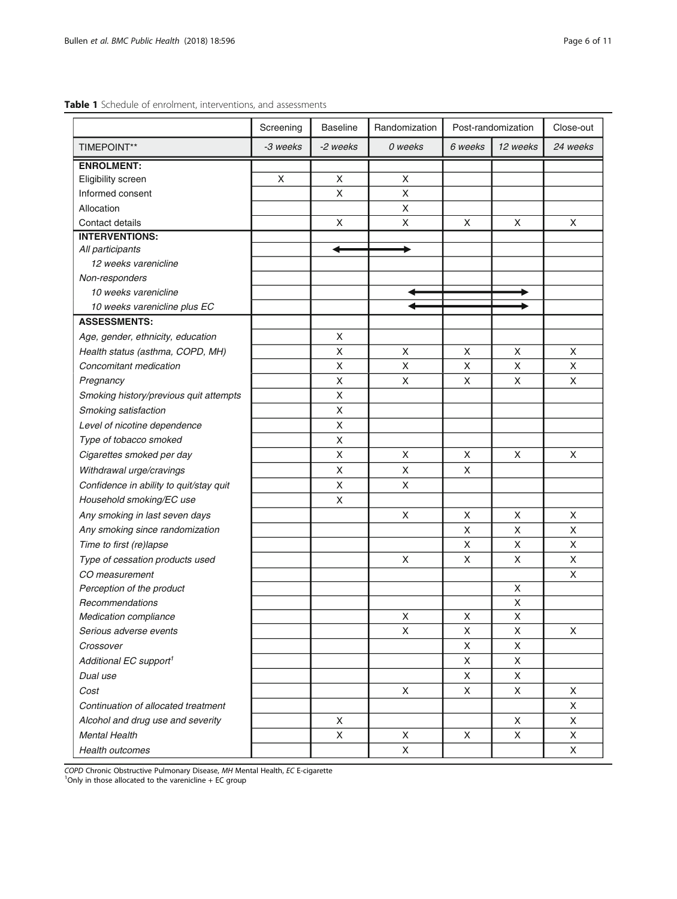**Table 1** Schedule of enrolment, interventions, and assessments

| | Screening | Baseline | Randomization | Post-randomization | | Close-out |
|---|---|---|---|---|---|---|
| TIMEPOINT** | *-3 weeks* | *-2 weeks* | *0 weeks* | *6 weeks* | *12 weeks* | *24 weeks* |
| **ENROLMENT:** | | | | | | |
| Eligibility screen | X | X | X | | | |
| Informed consent | | X | X | | | |
| Allocation | | | X | | | |
| Contact details | | X | X | X | X | X |
| **INTERVENTIONS:** | | | | | | |
| *All participants* | | ⟵ | ⟶ | | | |
| *12 weeks varenicline* | | | | | | |
| *Non-responders* | | | | | | |
| *10 weeks varenicline* | | | ⟵ | ⟷ | ⟶ | |
| *10 weeks varenicline plus EC* | | | ⟵ | ⟷ | ⟶ | |
| **ASSESSMENTS:** | | | | | | |
| *Age, gender, ethnicity, education* | | X | | | | |
| *Health status (asthma, COPD, MH)* | | X | X | X | X | X |
| *Concomitant medication* | | X | X | X | X | X |
| *Pregnancy* | | X | X | X | X | X |
| *Smoking history/previous quit attempts* | | X | | | | |
| *Smoking satisfaction* | | X | | | | |
| *Level of nicotine dependence* | | X | | | | |
| *Type of tobacco smoked* | | X | | | | |
| *Cigarettes smoked per day* | | X | X | X | X | X |
| *Withdrawal urge/cravings* | | X | X | X | | |
| *Confidence in ability to quit/stay quit* | | X | X | | | |
| *Household smoking/EC use* | | X | | | | |
| *Any smoking in last seven days* | | | X | X | X | X |
| *Any smoking since randomization* | | | | X | X | X |
| *Time to first (re)lapse* | | | | X | X | X |
| *Type of cessation products used* | | | X | X | X | X |
| *CO measurement* | | | | | | X |
| *Perception of the product* | | | | | X | |
| *Recommendations* | | | | | X | |
| *Medication compliance* | | | X | X | X | |
| *Serious adverse events* | | | X | X | X | X |
| *Crossover* | | | | X | X | |
| *Additional EC support*[1] | | | | X | X | |
| *Dual use* | | | | X | X | |
| *Cost* | | | X | X | X | X |
| *Continuation of allocated treatment* | | | | | | X |
| *Alcohol and drug use and severity* | | X | | | X | X |
| *Mental Health* | | X | X | X | X | X |
| *Health outcomes* | | | X | | | X |

*COPD* Chronic Obstructive Pulmonary Disease, *MH* Mental Health, *EC* E-cigarette
[1]Only in those allocated to the varenicline + EC group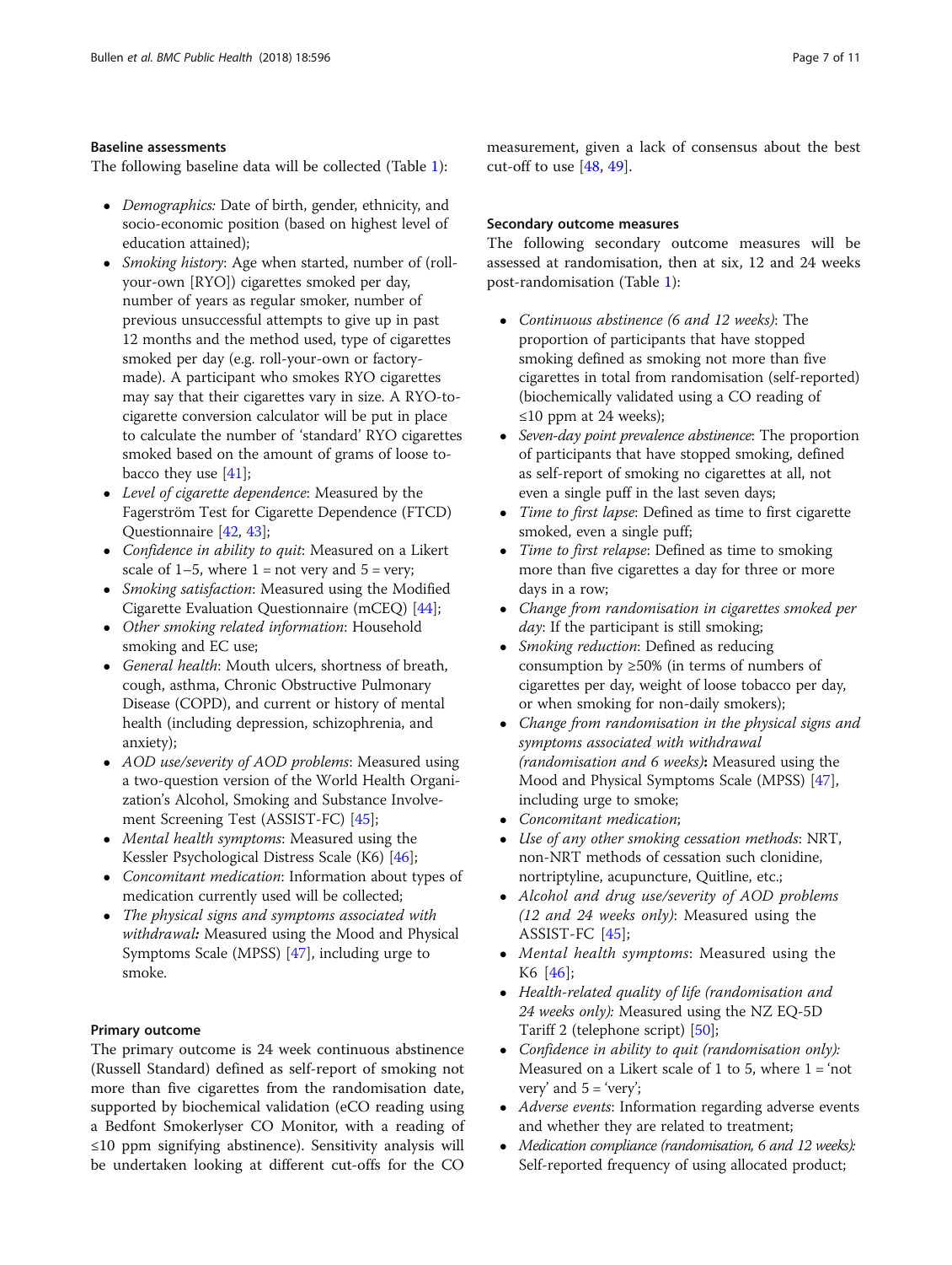### Baseline assessments

The following baseline data will be collected (Table 1):

- *Demographics:* Date of birth, gender, ethnicity, and socio-economic position (based on highest level of education attained);
- *Smoking history*: Age when started, number of (roll-your-own [RYO]) cigarettes smoked per day, number of years as regular smoker, number of previous unsuccessful attempts to give up in past 12 months and the method used, type of cigarettes smoked per day (e.g. roll-your-own or factory-made). A participant who smokes RYO cigarettes may say that their cigarettes vary in size. A RYO-to-cigarette conversion calculator will be put in place to calculate the number of 'standard' RYO cigarettes smoked based on the amount of grams of loose tobacco they use [41];
- *Level of cigarette dependence*: Measured by the Fagerström Test for Cigarette Dependence (FTCD) Questionnaire [42, 43];
- *Confidence in ability to quit*: Measured on a Likert scale of 1–5, where 1 = not very and 5 = very;
- *Smoking satisfaction*: Measured using the Modified Cigarette Evaluation Questionnaire (mCEQ) [44];
- *Other smoking related information*: Household smoking and EC use;
- *General health*: Mouth ulcers, shortness of breath, cough, asthma, Chronic Obstructive Pulmonary Disease (COPD), and current or history of mental health (including depression, schizophrenia, and anxiety);
- *AOD use/severity of AOD problems*: Measured using a two-question version of the World Health Organization's Alcohol, Smoking and Substance Involvement Screening Test (ASSIST-FC) [45];
- *Mental health symptoms*: Measured using the Kessler Psychological Distress Scale (K6) [46];
- *Concomitant medication*: Information about types of medication currently used will be collected;
- *The physical signs and symptoms associated with withdrawal:* Measured using the Mood and Physical Symptoms Scale (MPSS) [47], including urge to smoke.

### Primary outcome

The primary outcome is 24 week continuous abstinence (Russell Standard) defined as self-report of smoking not more than five cigarettes from the randomisation date, supported by biochemical validation (eCO reading using a Bedfont Smokerlyser CO Monitor, with a reading of ≤10 ppm signifying abstinence). Sensitivity analysis will be undertaken looking at different cut-offs for the CO measurement, given a lack of consensus about the best cut-off to use [48, 49].

### Secondary outcome measures

The following secondary outcome measures will be assessed at randomisation, then at six, 12 and 24 weeks post-randomisation (Table 1):

- *Continuous abstinence (6 and 12 weeks)*: The proportion of participants that have stopped smoking defined as smoking not more than five cigarettes in total from randomisation (self-reported) (biochemically validated using a CO reading of ≤10 ppm at 24 weeks);
- *Seven-day point prevalence abstinence*: The proportion of participants that have stopped smoking, defined as self-report of smoking no cigarettes at all, not even a single puff in the last seven days;
- *Time to first lapse*: Defined as time to first cigarette smoked, even a single puff;
- *Time to first relapse*: Defined as time to smoking more than five cigarettes a day for three or more days in a row;
- *Change from randomisation in cigarettes smoked per day*: If the participant is still smoking;
- *Smoking reduction*: Defined as reducing consumption by ≥50% (in terms of numbers of cigarettes per day, weight of loose tobacco per day, or when smoking for non-daily smokers);
- *Change from randomisation in the physical signs and symptoms associated with withdrawal (randomisation and 6 weeks)***:** Measured using the Mood and Physical Symptoms Scale (MPSS) [47], including urge to smoke;
- *Concomitant medication*;
- *Use of any other smoking cessation methods*: NRT, non-NRT methods of cessation such clonidine, nortriptyline, acupuncture, Quitline, etc.;
- *Alcohol and drug use/severity of AOD problems (12 and 24 weeks only)*: Measured using the ASSIST-FC [45];
- *Mental health symptoms*: Measured using the K6 [46];
- *Health-related quality of life (randomisation and 24 weeks only):* Measured using the NZ EQ-5D Tariff 2 (telephone script) [50];
- *Confidence in ability to quit (randomisation only):* Measured on a Likert scale of 1 to 5, where 1 = 'not very' and 5 = 'very';
- *Adverse events*: Information regarding adverse events and whether they are related to treatment;
- *Medication compliance (randomisation, 6 and 12 weeks):* Self-reported frequency of using allocated product;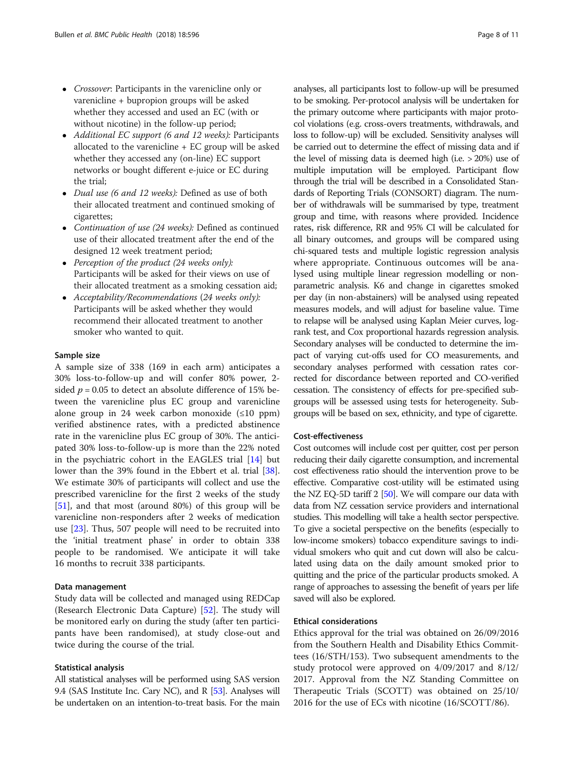- *Crossover*: Participants in the varenicline only or varenicline + bupropion groups will be asked whether they accessed and used an EC (with or without nicotine) in the follow-up period;
- *Additional EC support (6 and 12 weeks)*: Participants allocated to the varenicline + EC group will be asked whether they accessed any (on-line) EC support networks or bought different e-juice or EC during the trial;
- *Dual use (6 and 12 weeks)*: Defined as use of both their allocated treatment and continued smoking of cigarettes;
- *Continuation of use (24 weeks)*: Defined as continued use of their allocated treatment after the end of the designed 12 week treatment period;
- *Perception of the product (24 weeks only)*: Participants will be asked for their views on use of their allocated treatment as a smoking cessation aid;
- *Acceptability/Recommendations* (*24 weeks only)*: Participants will be asked whether they would recommend their allocated treatment to another smoker who wanted to quit.

### Sample size

A sample size of 338 (169 in each arm) anticipates a 30% loss-to-follow-up and will confer 80% power, 2-sided $p = 0.05$ to detect an absolute difference of 15% between the varenicline plus EC group and varenicline alone group in 24 week carbon monoxide (≤10 ppm) verified abstinence rates, with a predicted abstinence rate in the varenicline plus EC group of 30%. The anticipated 30% loss-to-follow-up is more than the 22% noted in the psychiatric cohort in the EAGLES trial [14] but lower than the 39% found in the Ebbert et al. trial [38]. We estimate 30% of participants will collect and use the prescribed varenicline for the first 2 weeks of the study [51], and that most (around 80%) of this group will be varenicline non-responders after 2 weeks of medication use [23]. Thus, 507 people will need to be recruited into the 'initial treatment phase' in order to obtain 338 people to be randomised. We anticipate it will take 16 months to recruit 338 participants.

### Data management

Study data will be collected and managed using REDCap (Research Electronic Data Capture) [52]. The study will be monitored early on during the study (after ten participants have been randomised), at study close-out and twice during the course of the trial.

### Statistical analysis

All statistical analyses will be performed using SAS version 9.4 (SAS Institute Inc. Cary NC), and R [53]. Analyses will be undertaken on an intention-to-treat basis. For the main analyses, all participants lost to follow-up will be presumed to be smoking. Per-protocol analysis will be undertaken for the primary outcome where participants with major protocol violations (e.g. cross-overs treatments, withdrawals, and loss to follow-up) will be excluded. Sensitivity analyses will be carried out to determine the effect of missing data and if the level of missing data is deemed high (i.e. > 20%) use of multiple imputation will be employed. Participant flow through the trial will be described in a Consolidated Standards of Reporting Trials (CONSORT) diagram. The number of withdrawals will be summarised by type, treatment group and time, with reasons where provided. Incidence rates, risk difference, RR and 95% CI will be calculated for all binary outcomes, and groups will be compared using chi-squared tests and multiple logistic regression analysis where appropriate. Continuous outcomes will be analysed using multiple linear regression modelling or non-parametric analysis. K6 and change in cigarettes smoked per day (in non-abstainers) will be analysed using repeated measures models, and will adjust for baseline value. Time to relapse will be analysed using Kaplan Meier curves, log-rank test, and Cox proportional hazards regression analysis. Secondary analyses will be conducted to determine the impact of varying cut-offs used for CO measurements, and secondary analyses performed with cessation rates corrected for discordance between reported and CO-verified cessation. The consistency of effects for pre-specified subgroups will be assessed using tests for heterogeneity. Subgroups will be based on sex, ethnicity, and type of cigarette.

### Cost-effectiveness

Cost outcomes will include cost per quitter, cost per person reducing their daily cigarette consumption, and incremental cost effectiveness ratio should the intervention prove to be effective. Comparative cost-utility will be estimated using the NZ EQ-5D tariff 2 [50]. We will compare our data with data from NZ cessation service providers and international studies. This modelling will take a health sector perspective. To give a societal perspective on the benefits (especially to low-income smokers) tobacco expenditure savings to individual smokers who quit and cut down will also be calculated using data on the daily amount smoked prior to quitting and the price of the particular products smoked. A range of approaches to assessing the benefit of years per life saved will also be explored.

### Ethical considerations

Ethics approval for the trial was obtained on 26/09/2016 from the Southern Health and Disability Ethics Committees (16/STH/153). Two subsequent amendments to the study protocol were approved on 4/09/2017 and 8/12/2017. Approval from the NZ Standing Committee on Therapeutic Trials (SCOTT) was obtained on 25/10/2016 for the use of ECs with nicotine (16/SCOTT/86).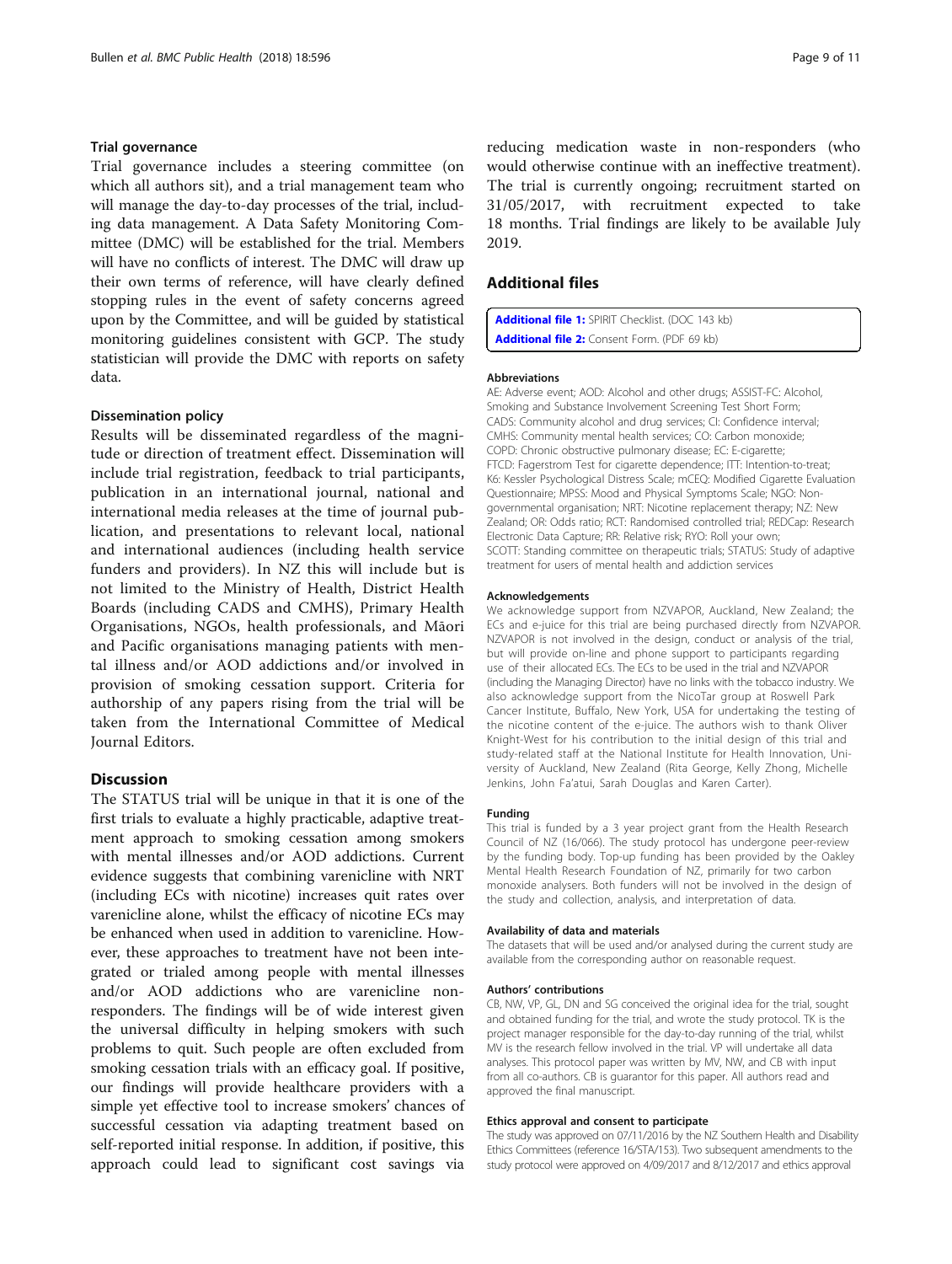### Trial governance

Trial governance includes a steering committee (on which all authors sit), and a trial management team who will manage the day-to-day processes of the trial, including data management. A Data Safety Monitoring Committee (DMC) will be established for the trial. Members will have no conflicts of interest. The DMC will draw up their own terms of reference, will have clearly defined stopping rules in the event of safety concerns agreed upon by the Committee, and will be guided by statistical monitoring guidelines consistent with GCP. The study statistician will provide the DMC with reports on safety data.

### Dissemination policy

Results will be disseminated regardless of the magnitude or direction of treatment effect. Dissemination will include trial registration, feedback to trial participants, publication in an international journal, national and international media releases at the time of journal publication, and presentations to relevant local, national and international audiences (including health service funders and providers). In NZ this will include but is not limited to the Ministry of Health, District Health Boards (including CADS and CMHS), Primary Health Organisations, NGOs, health professionals, and Māori and Pacific organisations managing patients with mental illness and/or AOD addictions and/or involved in provision of smoking cessation support. Criteria for authorship of any papers rising from the trial will be taken from the International Committee of Medical Journal Editors.

## Discussion

The STATUS trial will be unique in that it is one of the first trials to evaluate a highly practicable, adaptive treatment approach to smoking cessation among smokers with mental illnesses and/or AOD addictions. Current evidence suggests that combining varenicline with NRT (including ECs with nicotine) increases quit rates over varenicline alone, whilst the efficacy of nicotine ECs may be enhanced when used in addition to varenicline. However, these approaches to treatment have not been integrated or trialed among people with mental illnesses and/or AOD addictions who are varenicline non-responders. The findings will be of wide interest given the universal difficulty in helping smokers with such problems to quit. Such people are often excluded from smoking cessation trials with an efficacy goal. If positive, our findings will provide healthcare providers with a simple yet effective tool to increase smokers' chances of successful cessation via adapting treatment based on self-reported initial response. In addition, if positive, this approach could lead to significant cost savings via reducing medication waste in non-responders (who would otherwise continue with an ineffective treatment). The trial is currently ongoing; recruitment started on 31/05/2017, with recruitment expected to take 18 months. Trial findings are likely to be available July 2019.

## Additional files

**Additional file 1:** SPIRIT Checklist. (DOC 143 kb)
**Additional file 2:** Consent Form. (PDF 69 kb)

#### Abbreviations

AE: Adverse event; AOD: Alcohol and other drugs; ASSIST-FC: Alcohol, Smoking and Substance Involvement Screening Test Short Form; CADS: Community alcohol and drug services; CI: Confidence interval; CMHS: Community mental health services; CO: Carbon monoxide; COPD: Chronic obstructive pulmonary disease; EC: E-cigarette; FTCD: Fagerstrom Test for cigarette dependence; ITT: Intention-to-treat; K6: Kessler Psychological Distress Scale; mCEQ: Modified Cigarette Evaluation Questionnaire; MPSS: Mood and Physical Symptoms Scale; NGO: Non-governmental organisation; NRT: Nicotine replacement therapy; NZ: New Zealand; OR: Odds ratio; RCT: Randomised controlled trial; REDCap: Research Electronic Data Capture; RR: Relative risk; RYO: Roll your own; SCOTT: Standing committee on therapeutic trials; STATUS: Study of adaptive treatment for users of mental health and addiction services

#### Acknowledgements

We acknowledge support from NZVAPOR, Auckland, New Zealand; the ECs and e-juice for this trial are being purchased directly from NZVAPOR. NZVAPOR is not involved in the design, conduct or analysis of the trial, but will provide on-line and phone support to participants regarding use of their allocated ECs. The ECs to be used in the trial and NZVAPOR (including the Managing Director) have no links with the tobacco industry. We also acknowledge support from the NicoTar group at Roswell Park Cancer Institute, Buffalo, New York, USA for undertaking the testing of the nicotine content of the e-juice. The authors wish to thank Oliver Knight-West for his contribution to the initial design of this trial and study-related staff at the National Institute for Health Innovation, University of Auckland, New Zealand (Rita George, Kelly Zhong, Michelle Jenkins, John Fa'atui, Sarah Douglas and Karen Carter).

#### Funding

This trial is funded by a 3 year project grant from the Health Research Council of NZ (16/066). The study protocol has undergone peer-review by the funding body. Top-up funding has been provided by the Oakley Mental Health Research Foundation of NZ, primarily for two carbon monoxide analysers. Both funders will not be involved in the design of the study and collection, analysis, and interpretation of data.

#### Availability of data and materials

The datasets that will be used and/or analysed during the current study are available from the corresponding author on reasonable request.

#### Authors' contributions

CB, NW, VP, GL, DN and SG conceived the original idea for the trial, sought and obtained funding for the trial, and wrote the study protocol. TK is the project manager responsible for the day-to-day running of the trial, whilst MV is the research fellow involved in the trial. VP will undertake all data analyses. This protocol paper was written by MV, NW, and CB with input from all co-authors. CB is guarantor for this paper. All authors read and approved the final manuscript.

#### Ethics approval and consent to participate

The study was approved on 07/11/2016 by the NZ Southern Health and Disability Ethics Committees (reference 16/STA/153). Two subsequent amendments to the study protocol were approved on 4/09/2017 and 8/12/2017 and ethics approval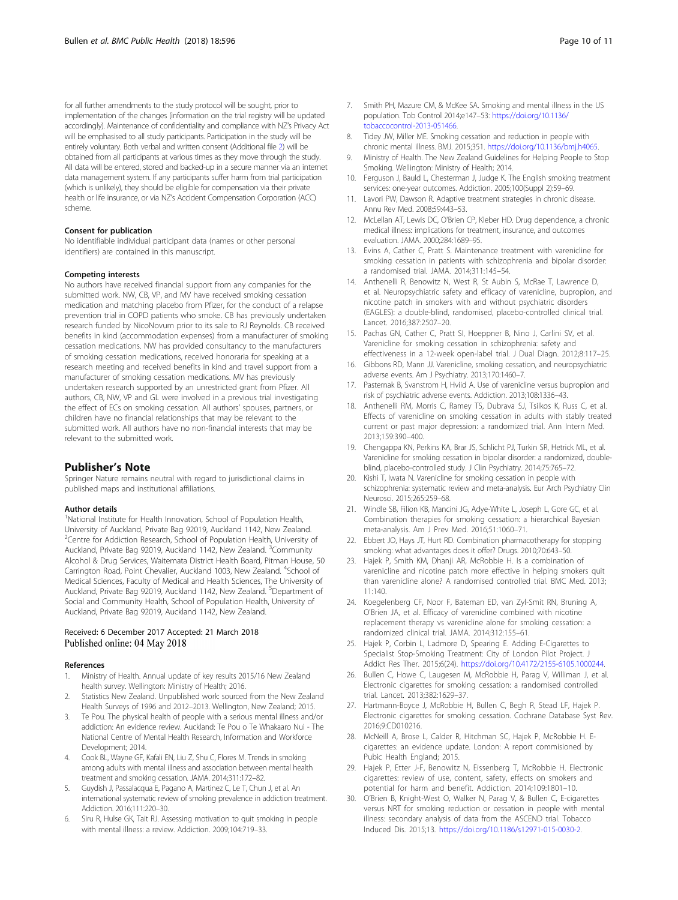for all further amendments to the study protocol will be sought, prior to implementation of the changes (information on the trial registry will be updated accordingly). Maintenance of confidentiality and compliance with NZ's Privacy Act will be emphasised to all study participants. Participation in the study will be entirely voluntary. Both verbal and written consent (Additional file 2) will be obtained from all participants at various times as they move through the study. All data will be entered, stored and backed-up in a secure manner via an internet data management system. If any participants suffer harm from trial participation (which is unlikely), they should be eligible for compensation via their private health or life insurance, or via NZ's Accident Compensation Corporation (ACC) scheme.

#### Consent for publication

No identifiable individual participant data (names or other personal identifiers) are contained in this manuscript.

#### Competing interests

No authors have received financial support from any companies for the submitted work. NW, CB, VP, and MV have received smoking cessation medication and matching placebo from Pfizer, for the conduct of a relapse prevention trial in COPD patients who smoke. CB has previously undertaken research funded by NicoNovum prior to its sale to RJ Reynolds. CB received benefits in kind (accommodation expenses) from a manufacturer of smoking cessation medications. NW has provided consultancy to the manufacturers of smoking cessation medications, received honoraria for speaking at a research meeting and received benefits in kind and travel support from a manufacturer of smoking cessation medications. MV has previously undertaken research supported by an unrestricted grant from Pfizer. All authors, CB, NW, VP and GL were involved in a previous trial investigating the effect of ECs on smoking cessation. All authors' spouses, partners, or children have no financial relationships that may be relevant to the submitted work. All authors have no non-financial interests that may be relevant to the submitted work.

## Publisher's Note

Springer Nature remains neutral with regard to jurisdictional claims in published maps and institutional affiliations.

#### Author details

[1]National Institute for Health Innovation, School of Population Health, University of Auckland, Private Bag 92019, Auckland 1142, New Zealand. [2]Centre for Addiction Research, School of Population Health, University of Auckland, Private Bag 92019, Auckland 1142, New Zealand. [3]Community Alcohol & Drug Services, Waitemata District Health Board, Pitman House, 50 Carrington Road, Point Chevalier, Auckland 1003, New Zealand. [4]School of Medical Sciences, Faculty of Medical and Health Sciences, The University of Auckland, Private Bag 92019, Auckland 1142, New Zealand. [5]Department of Social and Community Health, School of Population Health, University of Auckland, Private Bag 92019, Auckland 1142, New Zealand.

Received: 6 December 2017 Accepted: 21 March 2018
Published online: 04 May 2018

#### References

1. Ministry of Health. Annual update of key results 2015/16 New Zealand health survey. Wellington: Ministry of Health; 2016.
2. Statistics New Zealand. Unpublished work: sourced from the New Zealand Health Surveys of 1996 and 2012–2013. Wellington, New Zealand; 2015.
3. Te Pou. The physical health of people with a serious mental illness and/or addiction: An evidence review. Auckland: Te Pou o Te Whakaaro Nui - The National Centre of Mental Health Research, Information and Workforce Development; 2014.
4. Cook BL, Wayne GF, Kafali EN, Liu Z, Shu C, Flores M. Trends in smoking among adults with mental illness and association between mental health treatment and smoking cessation. JAMA. 2014;311:172–82.
5. Guydish J, Passalacqua E, Pagano A, Martinez C, Le T, Chun J, et al. An international systematic review of smoking prevalence in addiction treatment. Addiction. 2016;111:220–30.
6. Siru R, Hulse GK, Tait RJ. Assessing motivation to quit smoking in people with mental illness: a review. Addiction. 2009;104:719–33.
7. Smith PH, Mazure CM, & McKee SA. Smoking and mental illness in the US population. Tob Control 2014;e147–53: https://doi.org/10.1136/tobaccocontrol-2013-051466.
8. Tidey JW, Miller ME. Smoking cessation and reduction in people with chronic mental illness. BMJ. 2015;351. https://doi.org/10.1136/bmj.h4065.
9. Ministry of Health. The New Zealand Guidelines for Helping People to Stop Smoking. Wellington: Ministry of Health; 2014.
10. Ferguson J, Bauld L, Chesterman J, Judge K. The English smoking treatment services: one-year outcomes. Addiction. 2005;100(Suppl 2):59–69.
11. Lavori PW, Dawson R. Adaptive treatment strategies in chronic disease. Annu Rev Med. 2008;59:443–53.
12. McLellan AT, Lewis DC, O'Brien CP, Kleber HD. Drug dependence, a chronic medical illness: implications for treatment, insurance, and outcomes evaluation. JAMA. 2000;284:1689–95.
13. Evins A, Cather C, Pratt S. Maintenance treatment with varenicline for smoking cessation in patients with schizophrenia and bipolar disorder: a randomised trial. JAMA. 2014;311:145–54.
14. Anthenelli R, Benowitz N, West R, St Aubin S, McRae T, Lawrence D, et al. Neuropsychiatric safety and efficacy of varenicline, bupropion, and nicotine patch in smokers with and without psychiatric disorders (EAGLES): a double-blind, randomised, placebo-controlled clinical trial. Lancet. 2016;387:2507–20.
15. Pachas GN, Cather C, Pratt SI, Hoeppner B, Nino J, Carlini SV, et al. Varenicline for smoking cessation in schizophrenia: safety and effectiveness in a 12-week open-label trial. J Dual Diagn. 2012;8:117–25.
16. Gibbons RD, Mann JJ. Varenicline, smoking cessation, and neuropsychiatric adverse events. Am J Psychiatry. 2013;170:1460–7.
17. Pasternak B, Svanstrom H, Hviid A. Use of varenicline versus bupropion and risk of psychiatric adverse events. Addiction. 2013;108:1336–43.
18. Anthenelli RM, Morris C, Ramey TS, Dubrava SJ, Tsilkos K, Russ C, et al. Effects of varenicline on smoking cessation in adults with stably treated current or past major depression: a randomized trial. Ann Intern Med. 2013;159:390–400.
19. Chengappa KN, Perkins KA, Brar JS, Schlicht PJ, Turkin SR, Hetrick ML, et al. Varenicline for smoking cessation in bipolar disorder: a randomized, double-blind, placebo-controlled study. J Clin Psychiatry. 2014;75:765–72.
20. Kishi T, Iwata N. Varenicline for smoking cessation in people with schizophrenia: systematic review and meta-analysis. Eur Arch Psychiatry Clin Neurosci. 2015;265:259–68.
21. Windle SB, Filion KB, Mancini JG, Adye-White L, Joseph L, Gore GC, et al. Combination therapies for smoking cessation: a hierarchical Bayesian meta-analysis. Am J Prev Med. 2016;51:1060–71.
22. Ebbert JO, Hays JT, Hurt RD. Combination pharmacotherapy for stopping smoking: what advantages does it offer? Drugs. 2010;70:643–50.
23. Hajek P, Smith KM, Dhanji AR, McRobbie H. Is a combination of varenicline and nicotine patch more effective in helping smokers quit than varenicline alone? A randomised controlled trial. BMC Med. 2013; 11:140.
24. Koegelenberg CF, Noor F, Bateman ED, van Zyl-Smit RN, Bruning A, O'Brien JA, et al. Efficacy of varenicline combined with nicotine replacement therapy vs varenicline alone for smoking cessation: a randomized clinical trial. JAMA. 2014;312:155–61.
25. Hajek P, Corbin L, Ladmore D, Spearing E. Adding E-Cigarettes to Specialist Stop-Smoking Treatment: City of London Pilot Project. J Addict Res Ther. 2015;6(24). https://doi.org/10.4172/2155-6105.1000244.
26. Bullen C, Howe C, Laugesen M, McRobbie H, Parag V, Williman J, et al. Electronic cigarettes for smoking cessation: a randomised controlled trial. Lancet. 2013;382:1629–37.
27. Hartmann-Boyce J, McRobbie H, Bullen C, Begh R, Stead LF, Hajek P. Electronic cigarettes for smoking cessation. Cochrane Database Syst Rev. 2016;9:CD010216.
28. McNeill A, Brose L, Calder R, Hitchman SC, Hajek P, McRobbie H. E-cigarettes: an evidence update. London: A report commisioned by Pubic Health England; 2015.
29. Hajek P, Etter J-F, Benowitz N, Eissenberg T, McRobbie H. Electronic cigarettes: review of use, content, safety, effects on smokers and potential for harm and benefit. Addiction. 2014;109:1801–10.
30. O'Brien B, Knight-West O, Walker N, Parag V, & Bullen C. E-cigarettes versus NRT for smoking reduction or cessation in people with mental illness: secondary analysis of data from the ASCEND trial. Tobacco Induced Dis. 2015;13. https://doi.org/10.1186/s12971-015-0030-2.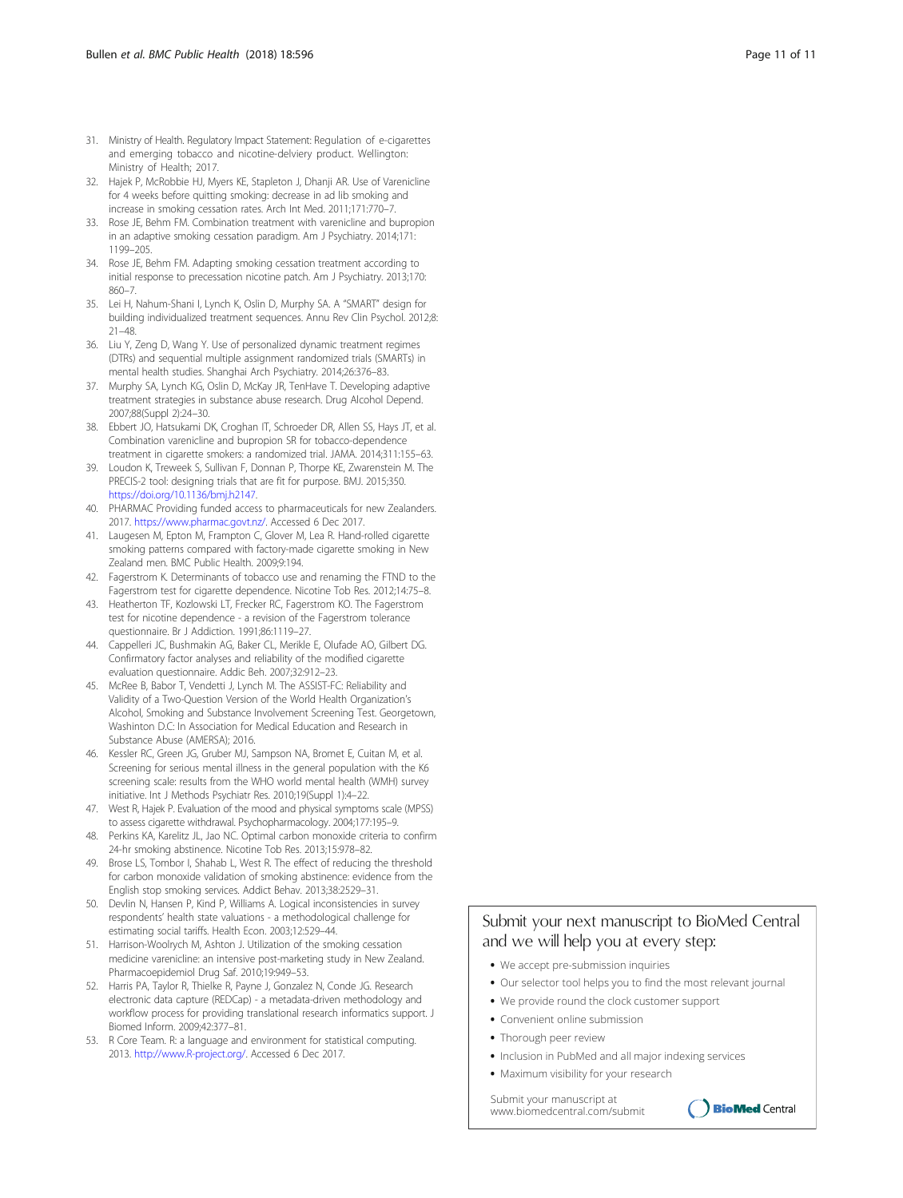31. Ministry of Health. Regulatory Impact Statement: Regulation of e-cigarettes and emerging tobacco and nicotine-delviery product. Wellington: Ministry of Health; 2017.
32. Hajek P, McRobbie HJ, Myers KE, Stapleton J, Dhanji AR. Use of Varenicline for 4 weeks before quitting smoking: decrease in ad lib smoking and increase in smoking cessation rates. Arch Int Med. 2011;171:770–7.
33. Rose JE, Behm FM. Combination treatment with varenicline and bupropion in an adaptive smoking cessation paradigm. Am J Psychiatry. 2014;171: 1199–205.
34. Rose JE, Behm FM. Adapting smoking cessation treatment according to initial response to precessation nicotine patch. Am J Psychiatry. 2013;170: 860–7.
35. Lei H, Nahum-Shani I, Lynch K, Oslin D, Murphy SA. A "SMART" design for building individualized treatment sequences. Annu Rev Clin Psychol. 2012;8: 21–48.
36. Liu Y, Zeng D, Wang Y. Use of personalized dynamic treatment regimes (DTRs) and sequential multiple assignment randomized trials (SMARTs) in mental health studies. Shanghai Arch Psychiatry. 2014;26:376–83.
37. Murphy SA, Lynch KG, Oslin D, McKay JR, TenHave T. Developing adaptive treatment strategies in substance abuse research. Drug Alcohol Depend. 2007;88(Suppl 2):24–30.
38. Ebbert JO, Hatsukami DK, Croghan IT, Schroeder DR, Allen SS, Hays JT, et al. Combination varenicline and bupropion SR for tobacco-dependence treatment in cigarette smokers: a randomized trial. JAMA. 2014;311:155–63.
39. Loudon K, Treweek S, Sullivan F, Donnan P, Thorpe KE, Zwarenstein M. The PRECIS-2 tool: designing trials that are fit for purpose. BMJ. 2015;350. https://doi.org/10.1136/bmj.h2147.
40. PHARMAC Providing funded access to pharmaceuticals for new Zealanders. 2017. https://www.pharmac.govt.nz/. Accessed 6 Dec 2017.
41. Laugesen M, Epton M, Frampton C, Glover M, Lea R. Hand-rolled cigarette smoking patterns compared with factory-made cigarette smoking in New Zealand men. BMC Public Health. 2009;9:194.
42. Fagerstrom K. Determinants of tobacco use and renaming the FTND to the Fagerstrom test for cigarette dependence. Nicotine Tob Res. 2012;14:75–8.
43. Heatherton TF, Kozlowski LT, Frecker RC, Fagerstrom KO. The Fagerstrom test for nicotine dependence - a revision of the Fagerstrom tolerance questionnaire. Br J Addiction. 1991;86:1119–27.
44. Cappelleri JC, Bushmakin AG, Baker CL, Merikle E, Olufade AO, Gilbert DG. Confirmatory factor analyses and reliability of the modified cigarette evaluation questionnaire. Addic Beh. 2007;32:912–23.
45. McRee B, Babor T, Vendetti J, Lynch M. The ASSIST-FC: Reliability and Validity of a Two-Question Version of the World Health Organization's Alcohol, Smoking and Substance Involvement Screening Test. Georgetown, Washinton D.C: In Association for Medical Education and Research in Substance Abuse (AMERSA); 2016.
46. Kessler RC, Green JG, Gruber MJ, Sampson NA, Bromet E, Cuitan M, et al. Screening for serious mental illness in the general population with the K6 screening scale: results from the WHO world mental health (WMH) survey initiative. Int J Methods Psychiatr Res. 2010;19(Suppl 1):4–22.
47. West R, Hajek P. Evaluation of the mood and physical symptoms scale (MPSS) to assess cigarette withdrawal. Psychopharmacology. 2004;177:195–9.
48. Perkins KA, Karelitz JL, Jao NC. Optimal carbon monoxide criteria to confirm 24-hr smoking abstinence. Nicotine Tob Res. 2013;15:978–82.
49. Brose LS, Tombor I, Shahab L, West R. The effect of reducing the threshold for carbon monoxide validation of smoking abstinence: evidence from the English stop smoking services. Addict Behav. 2013;38:2529–31.
50. Devlin N, Hansen P, Kind P, Williams A. Logical inconsistencies in survey respondents' health state valuations - a methodological challenge for estimating social tariffs. Health Econ. 2003;12:529–44.
51. Harrison-Woolrych M, Ashton J. Utilization of the smoking cessation medicine varenicline: an intensive post-marketing study in New Zealand. Pharmacoepidemiol Drug Saf. 2010;19:949–53.
52. Harris PA, Taylor R, Thielke R, Payne J, Gonzalez N, Conde JG. Research electronic data capture (REDCap) - a metadata-driven methodology and workflow process for providing translational research informatics support. J Biomed Inform. 2009;42:377–81.
53. R Core Team. R: a language and environment for statistical computing. 2013. http://www.R-project.org/. Accessed 6 Dec 2017.

Submit your next manuscript to BioMed Central and we will help you at every step:

- We accept pre-submission inquiries
- Our selector tool helps you to find the most relevant journal
- We provide round the clock customer support
- Convenient online submission
- Thorough peer review
- Inclusion in PubMed and all major indexing services
- Maximum visibility for your research

Submit your manuscript at www.biomedcentral.com/submit

BioMed Central